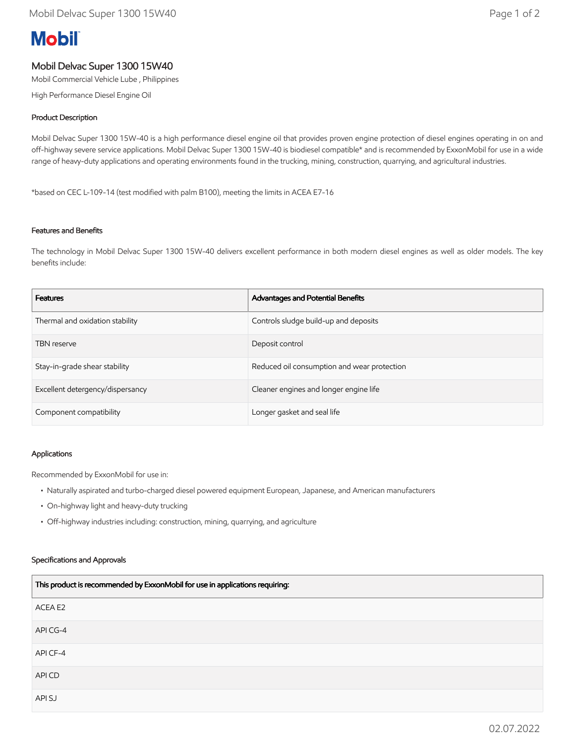# Mobil

## Mobil Delvac Super 1300 15W40

Mobil Commercial Vehicle Lube , Philippines

High Performance Diesel Engine Oil

### Product Description

Mobil Delvac Super 1300 15W-40 is a high performance diesel engine oil that provides proven engine protection of diesel engines operating in on and off-highway severe service applications. Mobil Delvac Super 1300 15W-40 is biodiesel compatible* and is recommended by ExxonMobil for use in a wide range of heavy-duty applications and operating environments found in the trucking, mining, construction, quarrying, and agricultural industries.

*based on CEC L-109-14 (test modified with palm B100), meeting the limits in ACEA E7-16

### Features and Benefits

The technology in Mobil Delvac Super 1300 15W-40 delivers excellent performance in both modern diesel engines as well as older models. The key benefits include:

| Features | Advantages and Potential Benefits |
|---|---|
| Thermal and oxidation stability | Controls sludge build-up and deposits |
| TBN reserve | Deposit control |
| Stay-in-grade shear stability | Reduced oil consumption and wear protection |
| Excellent detergency/dispersancy | Cleaner engines and longer engine life |
| Component compatibility | Longer gasket and seal life |

### Applications

Recommended by ExxonMobil for use in:

- Naturally aspirated and turbo-charged diesel powered equipment European, Japanese, and American manufacturers
- On-highway light and heavy-duty trucking
- Off-highway industries including: construction, mining, quarrying, and agriculture

### Specifications and Approvals

| This product is recommended by ExxonMobil for use in applications requiring: |
|---|
| ACEA E2 |
| API CG-4 |
| API CF-4 |
| API CD |
| API SJ |

02.07.2022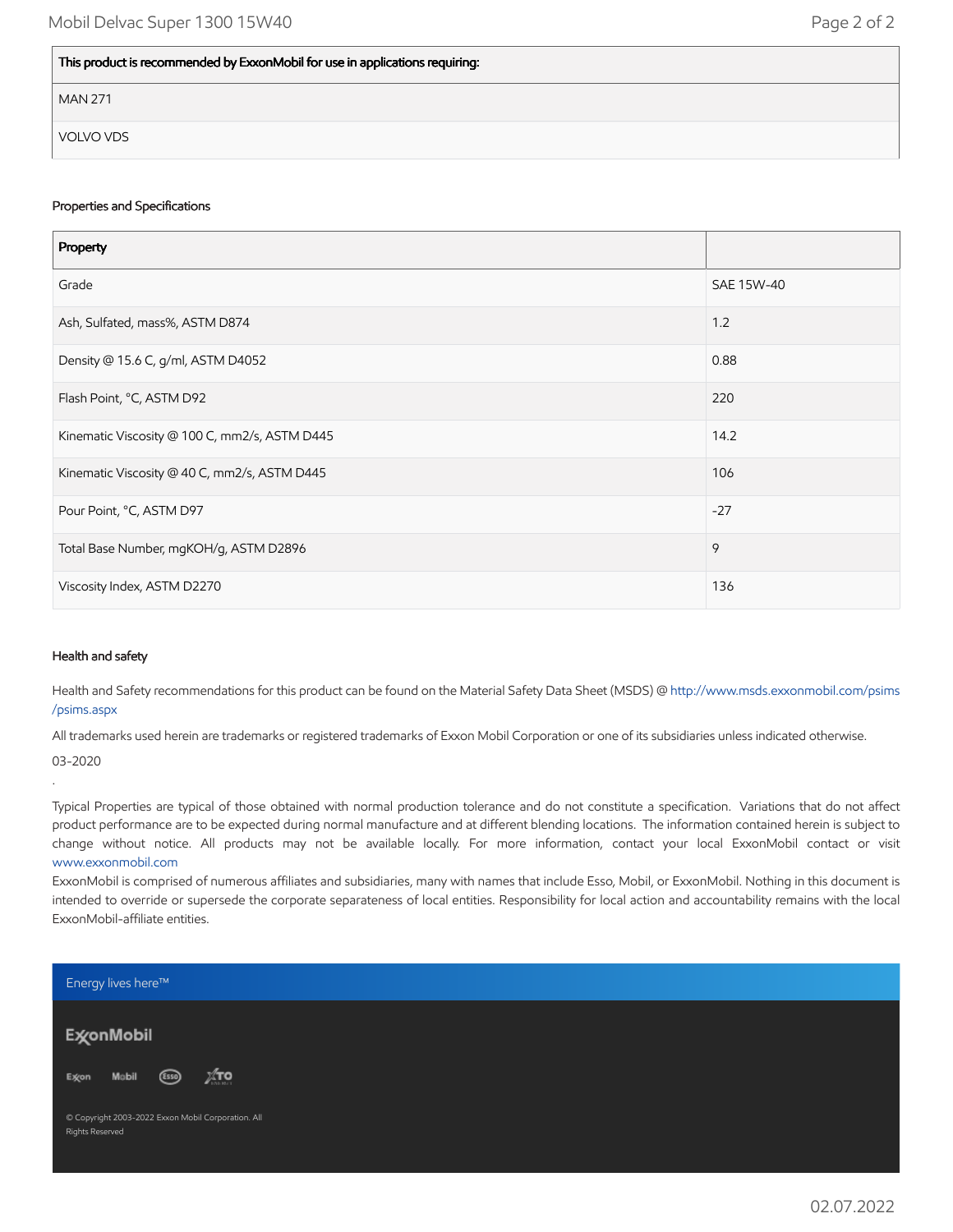| This product is recommended by ExxonMobil for use in applications requiring: |
|---|
| MAN 271 |
| VOLVO VDS |

### Properties and Specifications

| Property | |
|---|---|
| Grade | SAE 15W-40 |
| Ash, Sulfated, mass%, ASTM D874 | 1.2 |
| Density @ 15.6 C, g/ml, ASTM D4052 | 0.88 |
| Flash Point, °C, ASTM D92 | 220 |
| Kinematic Viscosity @ 100 C, mm2/s, ASTM D445 | 14.2 |
| Kinematic Viscosity @ 40 C, mm2/s, ASTM D445 | 106 |
| Pour Point, °C, ASTM D97 | -27 |
| Total Base Number, mgKOH/g, ASTM D2896 | 9 |
| Viscosity Index, ASTM D2270 | 136 |

### Health and safety

Health and Safety recommendations for this product can be found on the Material Safety Data Sheet (MSDS) @ http://www.msds.exxonmobil.com/psims/psims.aspx

All trademarks used herein are trademarks or registered trademarks of Exxon Mobil Corporation or one of its subsidiaries unless indicated otherwise.

03-2020

.

Typical Properties are typical of those obtained with normal production tolerance and do not constitute a specification. Variations that do not affect product performance are to be expected during normal manufacture and at different blending locations. The information contained herein is subject to change without notice. All products may not be available locally. For more information, contact your local ExxonMobil contact or visit www.exxonmobil.com

ExxonMobil is comprised of numerous affiliates and subsidiaries, many with names that include Esso, Mobil, or ExxonMobil. Nothing in this document is intended to override or supersede the corporate separateness of local entities. Responsibility for local action and accountability remains with the local ExxonMobil-affiliate entities.

Energy lives here™

ExxonMobil

Exxon Mobil Esso XTO

© Copyright 2003-2022 Exxon Mobil Corporation. All Rights Reserved

02.07.2022